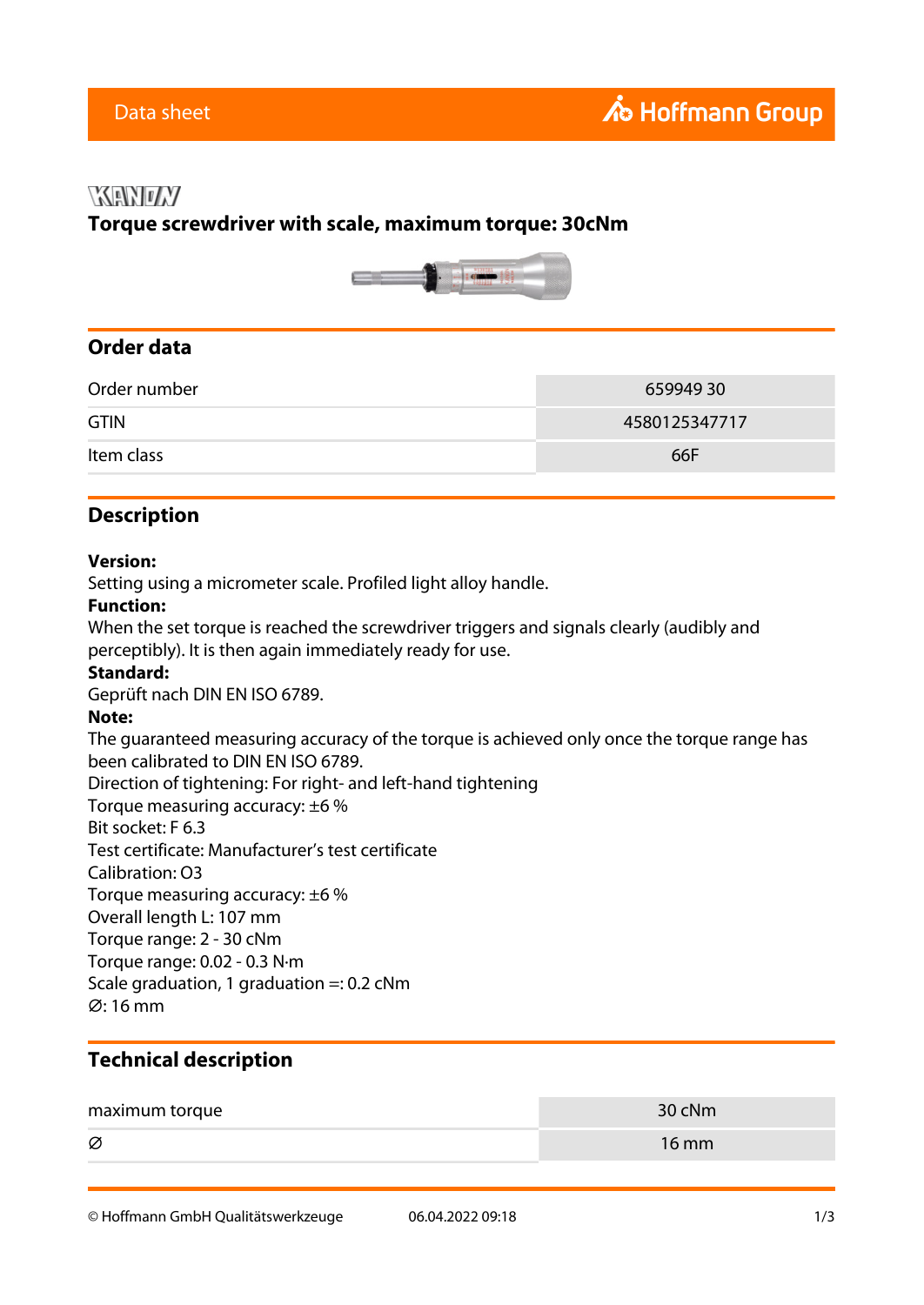Data sheet

Hoffmann Group

KANON

# Torque screwdriver with scale, maximum torque: 30cNm

## Order data

| | |
|---|---|
| Order number | 659949 30 |
| GTIN | 4580125347717 |
| Item class | 66F |

## Description

**Version:**
Setting using a micrometer scale. Profiled light alloy handle.
**Function:**
When the set torque is reached the screwdriver triggers and signals clearly (audibly and perceptibly). It is then again immediately ready for use.
**Standard:**
Geprüft nach DIN EN ISO 6789.
**Note:**
The guaranteed measuring accuracy of the torque is achieved only once the torque range has been calibrated to DIN EN ISO 6789.
Direction of tightening: For right- and left-hand tightening
Torque measuring accuracy: ±6 %
Bit socket: F 6.3
Test certificate: Manufacturer's test certificate
Calibration: O3
Torque measuring accuracy: ±6 %
Overall length L: 107 mm
Torque range: 2 - 30 cNm
Torque range: 0.02 - 0.3 N·m
Scale graduation, 1 graduation =: 0.2 cNm
Ø: 16 mm

## Technical description

| | |
|---|---|
| maximum torque | 30 cNm |
| Ø | 16 mm |

© Hoffmann GmbH Qualitätswerkzeuge 06.04.2022 09:18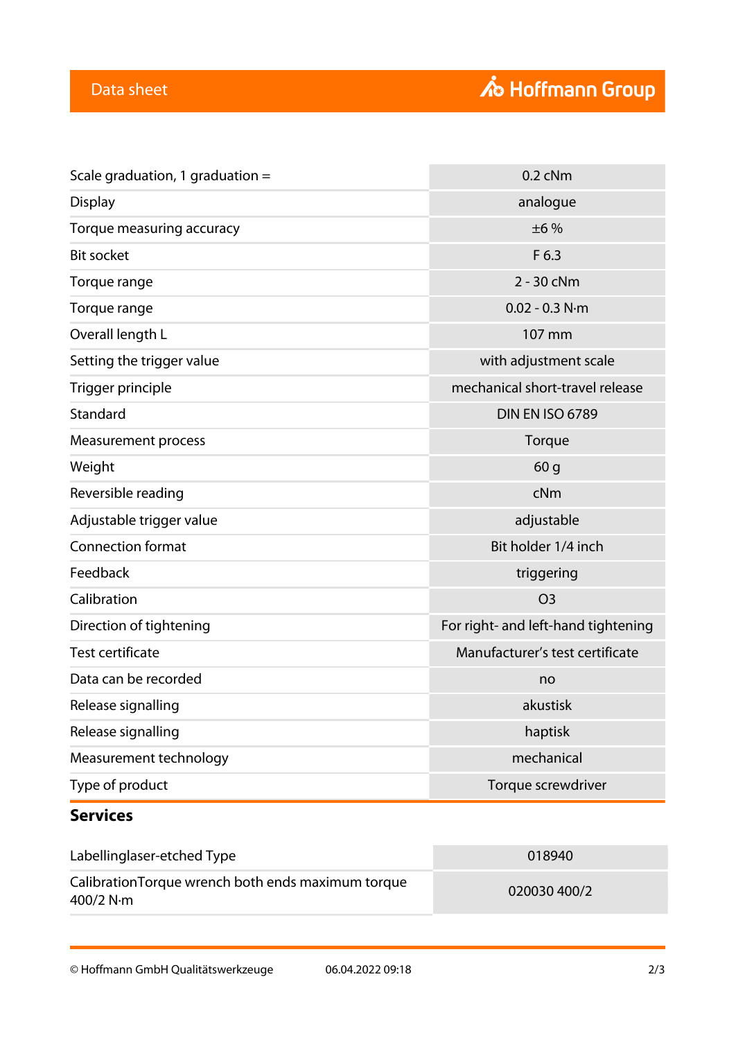| | |
|---|---|
| Scale graduation, 1 graduation = | 0.2 cNm |
| Display | analogue |
| Torque measuring accuracy | ±6 % |
| Bit socket | F 6.3 |
| Torque range | 2 - 30 cNm |
| Torque range | 0.02 - 0.3 N·m |
| Overall length L | 107 mm |
| Setting the trigger value | with adjustment scale |
| Trigger principle | mechanical short-travel release |
| Standard | DIN EN ISO 6789 |
| Measurement process | Torque |
| Weight | 60 g |
| Reversible reading | cNm |
| Adjustable trigger value | adjustable |
| Connection format | Bit holder 1/4 inch |
| Feedback | triggering |
| Calibration | O3 |
| Direction of tightening | For right- and left-hand tightening |
| Test certificate | Manufacturer's test certificate |
| Data can be recorded | no |
| Release signalling | akustisk |
| Release signalling | haptisk |
| Measurement technology | mechanical |
| Type of product | Torque screwdriver |

## Services

| | |
|---|---|
| Labellinglaser-etched Type | 018940 |
| CalibrationTorque wrench both ends maximum torque 400/2 N·m | 020030 400/2 |